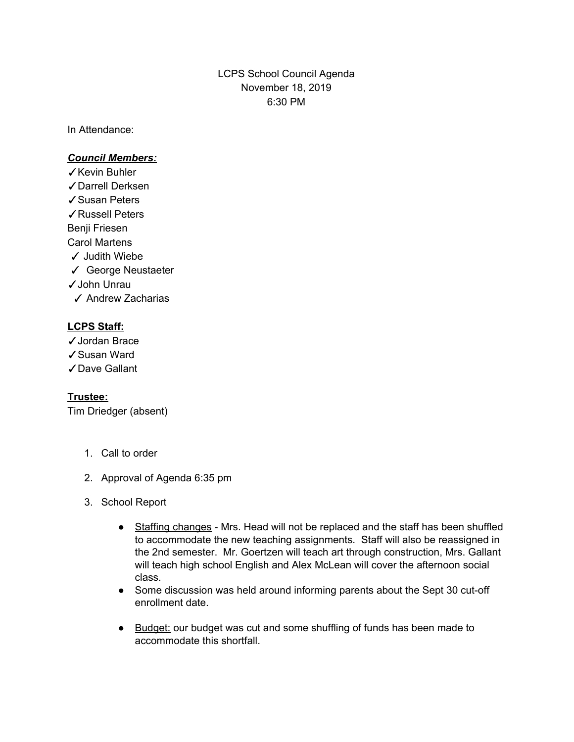LCPS School Council Agenda
November 18, 2019
6:30 PM

In Attendance:

***Council Members:***

✓Kevin Buhler
✓Darrell Derksen
✓Susan Peters
✓Russell Peters
Benji Friesen
Carol Martens
✓ Judith Wiebe
✓ George Neustaeter
✓John Unrau
✓ Andrew Zacharias

**LCPS Staff:**

✓Jordan Brace
✓Susan Ward
✓Dave Gallant

**Trustee:**

Tim Driedger (absent)

1. Call to order
2. Approval of Agenda 6:35 pm
3. School Report
   - Staffing changes - Mrs. Head will not be replaced and the staff has been shuffled to accommodate the new teaching assignments. Staff will also be reassigned in the 2nd semester. Mr. Goertzen will teach art through construction, Mrs. Gallant will teach high school English and Alex McLean will cover the afternoon social class.
   - Some discussion was held around informing parents about the Sept 30 cut-off enrollment date.
   - Budget: our budget was cut and some shuffling of funds has been made to accommodate this shortfall.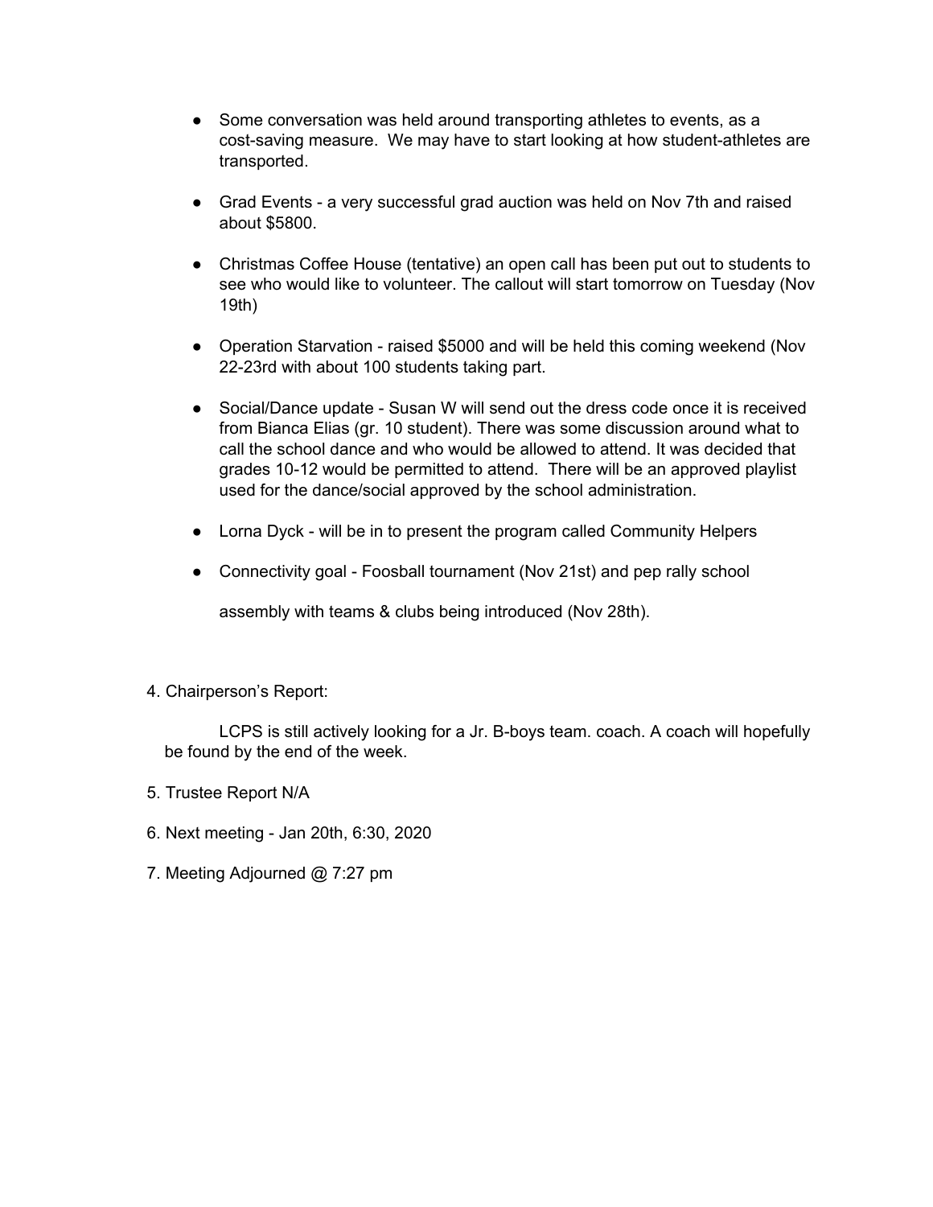- Some conversation was held around transporting athletes to events, as a cost-saving measure. We may have to start looking at how student-athletes are transported.

- Grad Events - a very successful grad auction was held on Nov 7th and raised about $5800.

- Christmas Coffee House (tentative) an open call has been put out to students to see who would like to volunteer. The callout will start tomorrow on Tuesday (Nov 19th)

- Operation Starvation - raised $5000 and will be held this coming weekend (Nov 22-23rd with about 100 students taking part.

- Social/Dance update - Susan W will send out the dress code once it is received from Bianca Elias (gr. 10 student). There was some discussion around what to call the school dance and who would be allowed to attend. It was decided that grades 10-12 would be permitted to attend. There will be an approved playlist used for the dance/social approved by the school administration.

- Lorna Dyck - will be in to present the program called Community Helpers

- Connectivity goal - Foosball tournament (Nov 21st) and pep rally school

  assembly with teams & clubs being introduced (Nov 28th).

4. Chairperson's Report:

   LCPS is still actively looking for a Jr. B-boys team. coach. A coach will hopefully be found by the end of the week.

5. Trustee Report N/A

6. Next meeting - Jan 20th, 6:30, 2020

7. Meeting Adjourned @ 7:27 pm